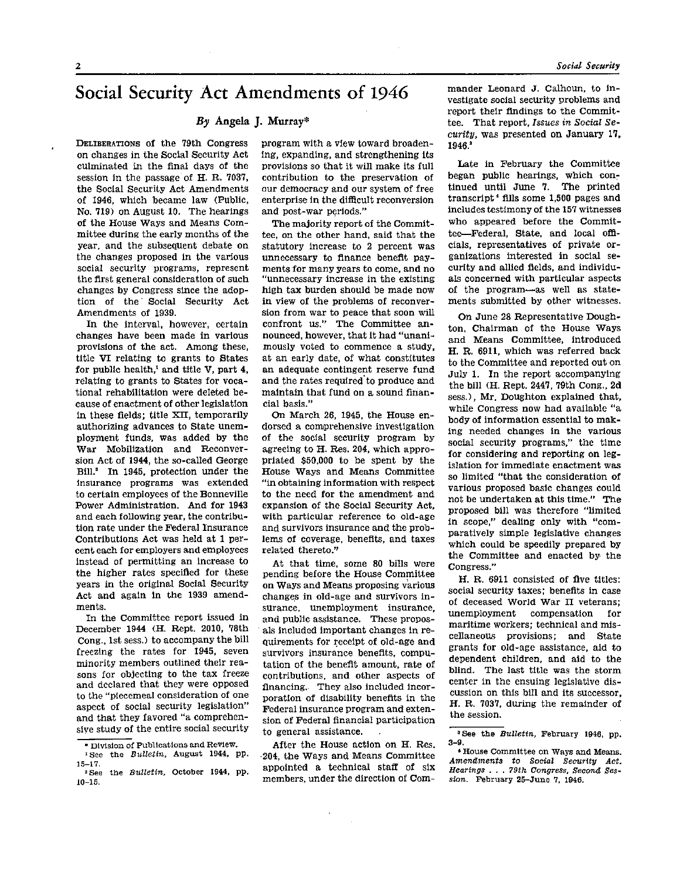# Social Security Act Amendments of 1946

*By* Angela J. Murray*

DELIBERATIONS of the 79th Congress on changes in the Social Security Act culminated in the final days of the session in the passage of H. R. 7037, the Social Security Act Amendments of 1946, which became law (Public, No. 719) on August 10. The hearings of the House Ways and Means Committee during the early months of the year, and the subsequent debate on the changes proposed in the various social security programs, represent the first general consideration of such changes by Congress since the adoption of the Social Security Act Amendments of 1939.

In the interval, however, certain changes have been made in various provisions of the act. Among these, title VI relating to grants to States for public health,[1] and title V, part 4, relating to grants to States for vocational rehabilitation were deleted because of enactment of other legislation in these fields; title XII, temporarily authorizing advances to State unemployment funds, was added by the War Mobilization and Reconversion Act of 1944, the so-called George Bill.[2] In 1945, protection under the insurance programs was extended to certain employees of the Bonneville Power Administration. And for 1943 and each following year, the contribution rate under the Federal Insurance Contributions Act was held at 1 percent each for employers and employees instead of permitting an increase to the higher rates specified for these years in the original Social Security Act and again in the 1939 amendments.

In the Committee report issued in December 1944 (H. Rept. 2010, 78th Cong., 1st sess.) to accompany the bill freezing the rates for 1945, seven minority members outlined their reasons for objecting to the tax freeze and declared that they were opposed to the "piecemeal consideration of one aspect of social security legislation" and that they favored "a comprehensive study of the entire social security program with a view toward broadening, expanding, and strengthening its provisions so that it will make its full contribution to the preservation of our democracy and our system of free enterprise in the difficult reconversion and post-war periods."

The majority report of the Committee, on the other hand, said that the statutory increase to 2 percent was unnecessary to finance benefit payments for many years to come, and no "unnecessary increase in the existing high tax burden should be made now in view of the problems of reconversion from war to peace that soon will confront us." The Committee announced, however, that it had "unanimously voted to commence a study, at an early date, of what constitutes an adequate contingent reserve fund and the rates required to produce and maintain that fund on a sound financial basis."

On March 26, 1945, the House endorsed a comprehensive investigation of the social security program by agreeing to H. Res. 204, which appropriated $50,000 to be spent by the House Ways and Means Committee "in obtaining information with respect to the need for the amendment and expansion of the Social Security Act, with particular reference to old-age and survivors insurance and the problems of coverage, benefits, and taxes related thereto."

At that time, some 80 bills were pending before the House Committee on Ways and Means proposing various changes in old-age and survivors insurance, unemployment insurance, and public assistance. These proposals included important changes in requirements for receipt of old-age and survivors insurance benefits, computation of the benefit amount, rate of contributions, and other aspects of financing. They also included incorporation of disability benefits in the Federal insurance program and extension of Federal financial participation to general assistance.

After the House action on H. Res. 204, the Ways and Means Committee appointed a technical staff of six members, under the direction of Commander Leonard J. Calhoun, to investigate social security problems and report their findings to the Committee. That report, *Issues in Social Security*, was presented on January 17, 1946.[3]

Late in February the Committee began public hearings, which continued until June 7. The printed transcript[4] fills some 1,500 pages and includes testimony of the 157 witnesses who appeared before the Committee—Federal, State, and local officials, representatives of private organizations interested in social security and allied fields, and individuals concerned with particular aspects of the program—as well as statements submitted by other witnesses.

On June 28 Representative Doughton, Chairman of the House Ways and Means Committee, introduced H. R. 6911, which was referred back to the Committee and reported out on July 1. In the report accompanying the bill (H. Rept. 2447, 79th Cong., 2d sess.), Mr. Doughton explained that, while Congress now had available "a body of information essential to making needed changes in the various social security programs," the time for considering and reporting on legislation for immediate enactment was so limited "that the consideration of various proposed basic changes could not be undertaken at this time." The proposed bill was therefore "limited in scope," dealing only with "comparatively simple legislative changes which could be speedily prepared by the Committee and enacted by the Congress."

H. R. 6911 consisted of five titles: social security taxes; benefits in case of deceased World War II veterans; unemployment compensation for maritime workers; technical and miscellaneous provisions; and State grants for old-age assistance, aid to dependent children, and aid to the blind. The last title was the storm center in the ensuing legislative discussion on this bill and its successor, H. R. 7037, during the remainder of the session.

---

\* Division of Publications and Review.

[1] See the *Bulletin*, August 1944, pp. 15–17.

[2] See the *Bulletin*, October 1944, pp. 10–15.

[3] See the *Bulletin*, February 1946, pp. 3–9.

[4] House Committee on Ways and Means. *Amendments to Social Security Act. Hearings . . . 79th Congress, Second Session.* February 25–June 7, 1946.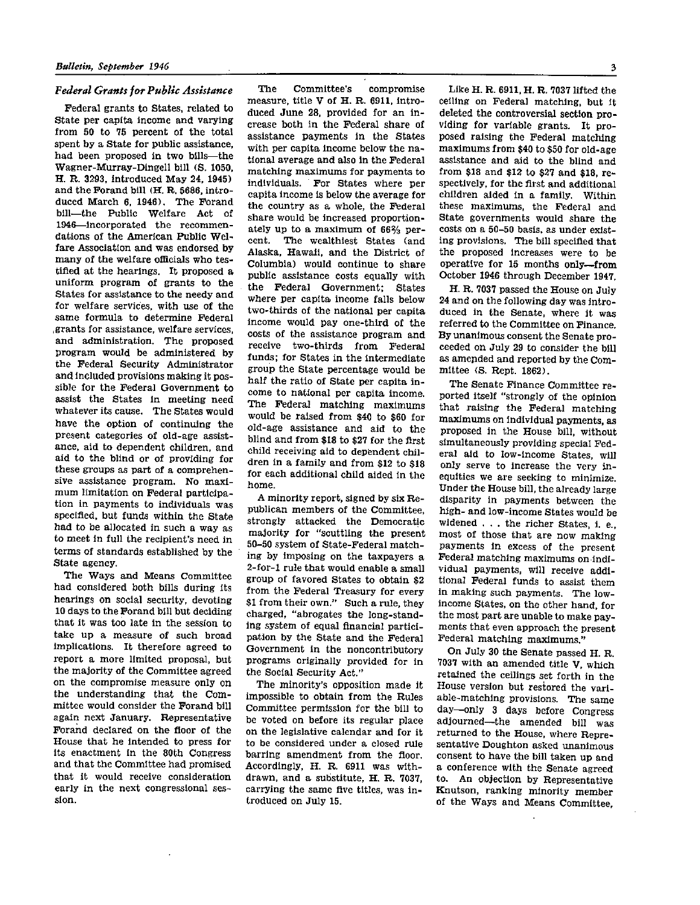### *Federal Grants for Public Assistance*

Federal grants to States, related to State per capita income and varying from 50 to 75 percent of the total spent by a State for public assistance, had been proposed in two bills—the Wagner-Murray-Dingell bill (S. 1050, H. R. 3293, introduced May 24, 1945) and the Forand bill (H. R. 5686, introduced March 6, 1946). The Forand bill—the Public Welfare Act of 1946—incorporated the recommendations of the American Public Welfare Association and was endorsed by many of the welfare officials who testified at the hearings. It proposed a uniform program of grants to the States for assistance to the needy and for welfare services, with use of the same formula to determine Federal grants for assistance, welfare services, and administration. The proposed program would be administered by the Federal Security Administrator and included provisions making it possible for the Federal Government to assist the States in meeting need whatever its cause. The States would have the option of continuing the present categories of old-age assistance, aid to dependent children, and aid to the blind or of providing for these groups as part of a comprehensive assistance program. No maximum limitation on Federal participation in payments to individuals was specified, but funds within the State had to be allocated in such a way as to meet in full the recipient's need in terms of standards established by the State agency.

The Ways and Means Committee had considered both bills during its hearings on social security, devoting 10 days to the Forand bill but deciding that it was too late in the session to take up a measure of such broad implications. It therefore agreed to report a more limited proposal, but the majority of the Committee agreed on the compromise measure only on the understanding that the Committee would consider the Forand bill again next January. Representative Forand declared on the floor of the House that he intended to press for its enactment in the 80th Congress and that the Committee had promised that it would receive consideration early in the next congressional session.

The Committee's compromise measure, title V of H. R. 6911, introduced June 28, provided for an increase both in the Federal share of assistance payments in the States with per capita income below the national average and also in the Federal matching maximums for payments to individuals. For States where per capita income is below the average for the country as a whole, the Federal share would be increased proportionately up to a maximum of 66⅔ percent. The wealthiest States (and Alaska, Hawaii, and the District of Columbia) would continue to share public assistance costs equally with the Federal Government; States where per capita income falls below two-thirds of the national per capita income would pay one-third of the costs of the assistance program and receive two-thirds from Federal funds; for States in the intermediate group the State percentage would be half the ratio of State per capita income to national per capita income. The Federal matching maximums would be raised from $40 to $60 for old-age assistance and aid to the blind and from $18 to $27 for the first child receiving aid to dependent children in a family and from $12 to $18 for each additional child aided in the home.

A minority report, signed by six Republican members of the Committee, strongly attacked the Democratic majority for "scuttling the present 50-50 system of State-Federal matching by imposing on the taxpayers a 2-for-1 rule that would enable a small group of favored States to obtain $2 from the Federal Treasury for every $1 from their own." Such a rule, they charged, "abrogates the long-standing system of equal financial participation by the State and the Federal Government in the noncontributory programs originally provided for in the Social Security Act."

The minority's opposition made it impossible to obtain from the Rules Committee permission for the bill to be voted on before its regular place on the legislative calendar and for it to be considered under a closed rule barring amendment from the floor. Accordingly, H. R. 6911 was withdrawn, and a substitute, H. R. 7037, carrying the same five titles, was introduced on July 15.

Like H. R. 6911, H. R. 7037 lifted the ceiling on Federal matching, but it deleted the controversial section providing for variable grants. It proposed raising the Federal matching maximums from $40 to $50 for old-age assistance and aid to the blind and from $18 and $12 to $27 and $18, respectively, for the first and additional children aided in a family. Within these maximums, the Federal and State governments would share the costs on a 50-50 basis, as under existing provisions. The bill specified that the proposed increases were to be operative for 15 months only—from October 1946 through December 1947.

H. R. 7037 passed the House on July 24 and on the following day was introduced in the Senate, where it was referred to the Committee on Finance. By unanimous consent the Senate proceeded on July 29 to consider the bill as amended and reported by the Committee (S. Rept. 1862).

The Senate Finance Committee reported itself "strongly of the opinion that raising the Federal matching maximums on individual payments, as proposed in the House bill, without simultaneously providing special Federal aid to low-income States, will only serve to increase the very inequities we are seeking to minimize. Under the House bill, the already large disparity in payments between the high- and low-income States would be widened . . . the richer States, i. e., most of those that are now making payments in excess of the present Federal matching maximums on individual payments, will receive additional Federal funds to assist them in making such payments. The low-income States, on the other hand, for the most part are unable to make payments that even approach the present Federal matching maximums."

On July 30 the Senate passed H. R. 7037 with an amended title V, which retained the ceilings set forth in the House version but restored the variable-matching provisions. The same day—only 3 days before Congress adjourned—the amended bill was returned to the House, where Representative Doughton asked unanimous consent to have the bill taken up and a conference with the Senate agreed to. An objection by Representative Knutson, ranking minority member of the Ways and Means Committee,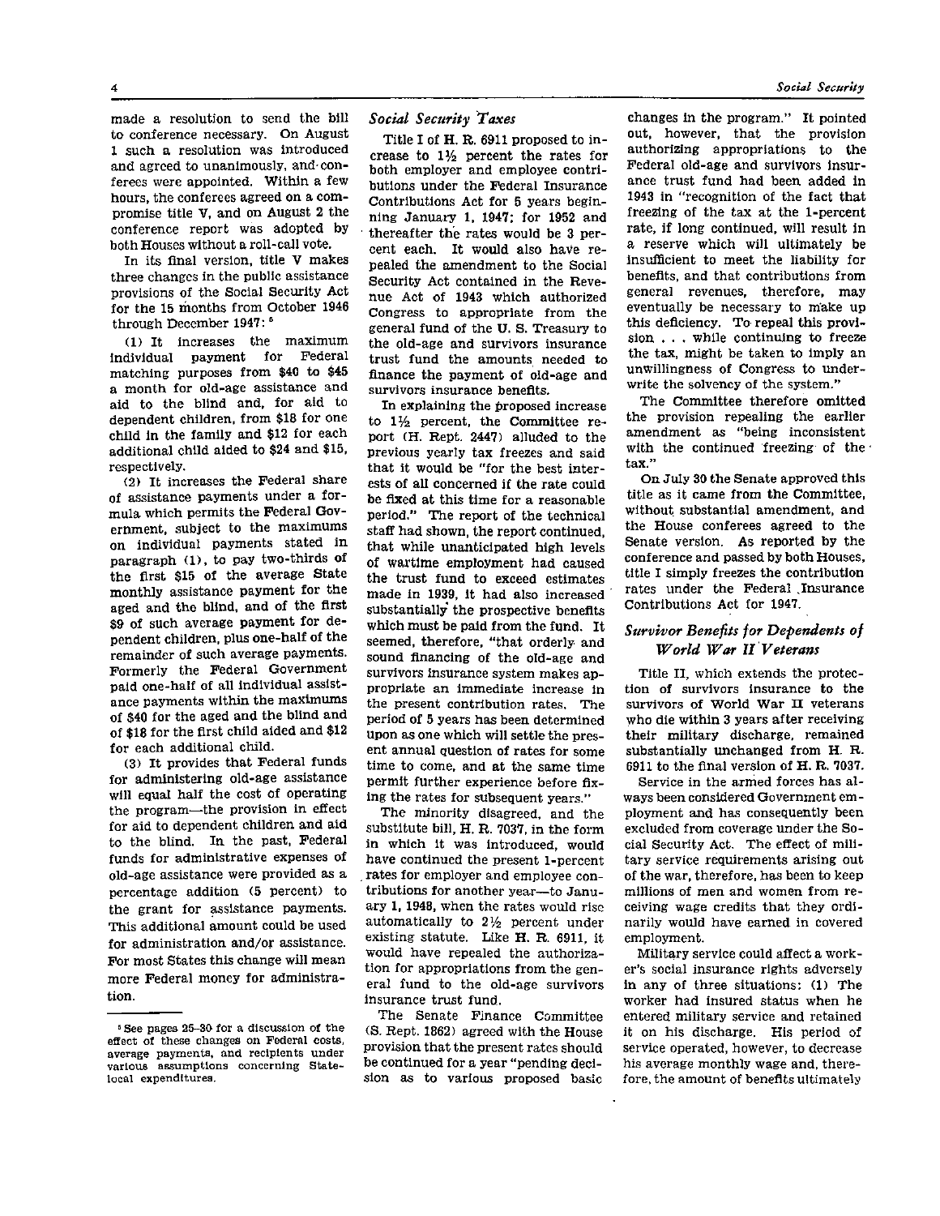made a resolution to send the bill to conference necessary. On August 1 such a resolution was introduced and agreed to unanimously, and conferees were appointed. Within a few hours, the conferees agreed on a compromise title V, and on August 2 the conference report was adopted by both Houses without a roll-call vote.

In its final version, title V makes three changes in the public assistance provisions of the Social Security Act for the 15 months from October 1946 through December 1947:[5]

(1) It increases the maximum individual payment for Federal matching purposes from $40 to $45 a month for old-age assistance and aid to the blind and, for aid to dependent children, from $18 for one child in the family and $12 for each additional child aided to $24 and $15, respectively.

(2) It increases the Federal share of assistance payments under a formula which permits the Federal Government, subject to the maximums on individual payments stated in paragraph (1), to pay two-thirds of the first $15 of the average State monthly assistance payment for the aged and the blind, and of the first $9 of such average payment for dependent children, plus one-half of the remainder of such average payments. Formerly the Federal Government paid one-half of all individual assistance payments within the maximums of $40 for the aged and the blind and of $18 for the first child aided and $12 for each additional child.

(3) It provides that Federal funds for administering old-age assistance will equal half the cost of operating the program—the provision in effect for aid to dependent children and aid to the blind. In the past, Federal funds for administrative expenses of old-age assistance were provided as a percentage addition (5 percent) to the grant for assistance payments. This additional amount could be used for administration and/or assistance. For most States this change will mean more Federal money for administration.

[5] See pages 25–30 for a discussion of the effect of these changes on Federal costs, average payments, and recipients under various assumptions concerning State-local expenditures.

### *Social Security Taxes*

Title I of H. R. 6911 proposed to increase to 1½ percent the rates for both employer and employee contributions under the Federal Insurance Contributions Act for 5 years beginning January 1, 1947; for 1952 and thereafter the rates would be 3 percent each. It would also have repealed the amendment to the Social Security Act contained in the Revenue Act of 1943 which authorized Congress to appropriate from the general fund of the U. S. Treasury to the old-age and survivors insurance trust fund the amounts needed to finance the payment of old-age and survivors insurance benefits.

In explaining the proposed increase to 1½ percent, the Committee report (H. Rept. 2447) alluded to the previous yearly tax freezes and said that it would be "for the best interests of all concerned if the rate could be fixed at this time for a reasonable period." The report of the technical staff had shown, the report continued, that while unanticipated high levels of wartime employment had caused the trust fund to exceed estimates made in 1939, it had also increased substantially the prospective benefits which must be paid from the fund. It seemed, therefore, "that orderly and sound financing of the old-age and survivors insurance system makes appropriate an immediate increase in the present contribution rates. The period of 5 years has been determined upon as one which will settle the present annual question of rates for some time to come, and at the same time permit further experience before fixing the rates for subsequent years."

The minority disagreed, and the substitute bill, H. R. 7037, in the form in which it was introduced, would have continued the present 1-percent rates for employer and employee contributions for another year—to January 1, 1948, when the rates would rise automatically to 2½ percent under existing statute. Like H. R. 6911, it would have repealed the authorization for appropriations from the general fund to the old-age survivors insurance trust fund.

The Senate Finance Committee (S. Rept. 1862) agreed with the House provision that the present rates should be continued for a year "pending decision as to various proposed basic changes in the program." It pointed out, however, that the provision authorizing appropriations to the Federal old-age and survivors insurance trust fund had been added in 1943 in "recognition of the fact that freezing of the tax at the 1-percent rate, if long continued, will result in a reserve which will ultimately be insufficient to meet the liability for benefits, and that contributions from general revenues, therefore, may eventually be necessary to make up this deficiency. To repeal this provision . . . while continuing to freeze the tax, might be taken to imply an unwillingness of Congress to underwrite the solvency of the system."

The Committee therefore omitted the provision repealing the earlier amendment as "being inconsistent with the continued freezing of the tax."

On July 30 the Senate approved this title as it came from the Committee, without substantial amendment, and the House conferees agreed to the Senate version. As reported by the conference and passed by both Houses, title I simply freezes the contribution rates under the Federal Insurance Contributions Act for 1947.

### *Survivor Benefits for Dependents of World War II Veterans*

Title II, which extends the protection of survivors insurance to the survivors of World War II veterans who die within 3 years after receiving their military discharge, remained substantially unchanged from H. R. 6911 to the final version of H. R. 7037.

Service in the armed forces has always been considered Government employment and has consequently been excluded from coverage under the Social Security Act. The effect of military service requirements arising out of the war, therefore, has been to keep millions of men and women from receiving wage credits that they ordinarily would have earned in covered employment.

Military service could affect a worker's social insurance rights adversely in any of three situations: (1) The worker had insured status when he entered military service and retained it on his discharge. His period of service operated, however, to decrease his average monthly wage and, therefore, the amount of benefits ultimately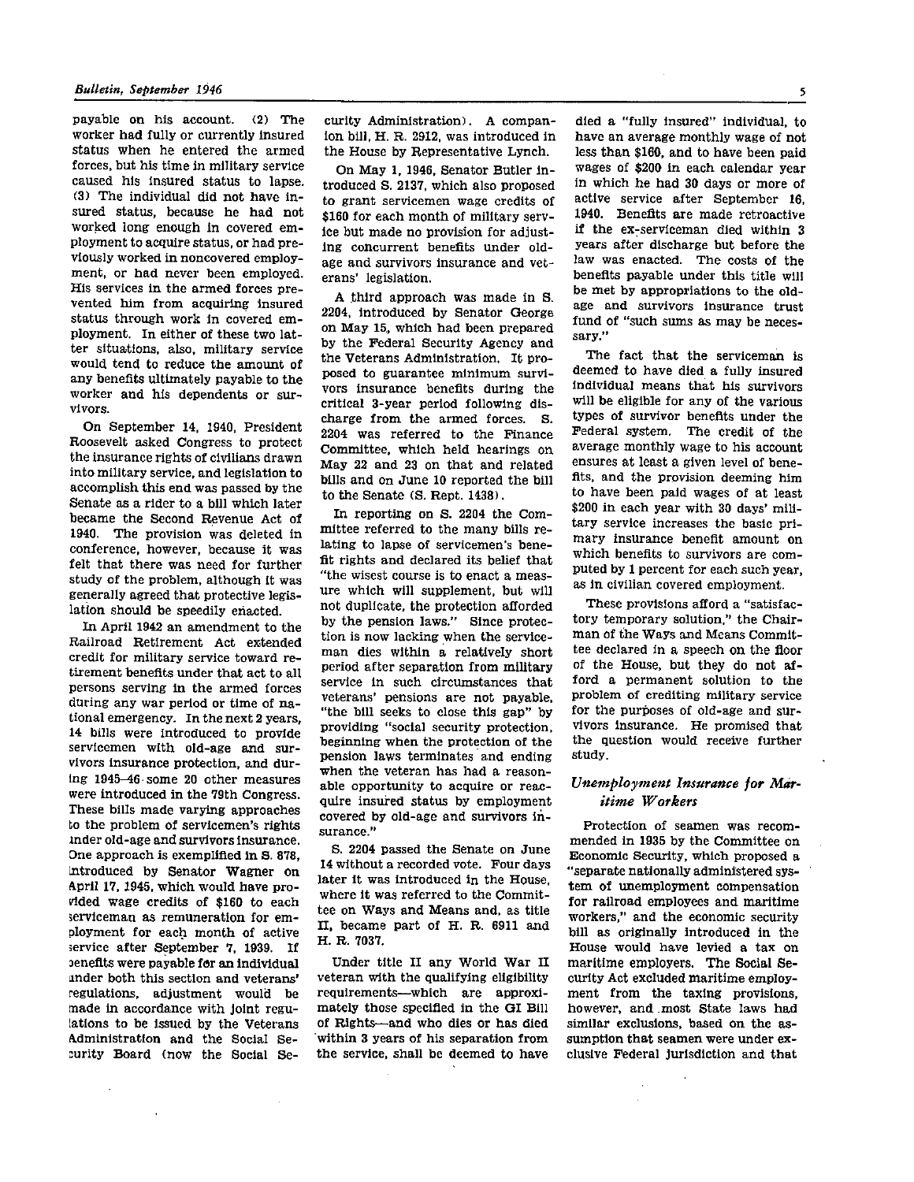payable on his account. (2) The worker had fully or currently insured status when he entered the armed forces, but his time in military service caused his insured status to lapse. (3) The individual did not have insured status, because he had not worked long enough in covered employment to acquire status, or had previously worked in noncovered employment, or had never been employed. His services in the armed forces prevented him from acquiring insured status through work in covered employment. In either of these two latter situations, also, military service would tend to reduce the amount of any benefits ultimately payable to the worker and his dependents or survivors.

On September 14, 1940, President Roosevelt asked Congress to protect the insurance rights of civilians drawn into military service, and legislation to accomplish this end was passed by the Senate as a rider to a bill which later became the Second Revenue Act of 1940. The provision was deleted in conference, however, because it was felt that there was need for further study of the problem, although it was generally agreed that protective legislation should be speedily enacted.

In April 1942 an amendment to the Railroad Retirement Act extended credit for military service toward retirement benefits under that act to all persons serving in the armed forces during any war period or time of national emergency. In the next 2 years, 14 bills were introduced to provide servicemen with old-age and survivors insurance protection, and during 1945–46 some 20 other measures were introduced in the 79th Congress. These bills made varying approaches to the problem of servicemen's rights under old-age and survivors insurance. One approach is exemplified in S. 878, introduced by Senator Wagner on April 17, 1945, which would have provided wage credits of $160 to each serviceman as remuneration for employment for each month of active service after September 7, 1939. If benefits were payable for an individual under both this section and veterans' regulations, adjustment would be made in accordance with joint regulations to be issued by the Veterans Administration and the Social Security Board (now the Social Security Administration). A companion bill, H. R. 2912, was introduced in the House by Representative Lynch.

On May 1, 1946, Senator Butler introduced S. 2137, which also proposed to grant servicemen wage credits of $160 for each month of military service but made no provision for adjusting concurrent benefits under old-age and survivors insurance and veterans' legislation.

A third approach was made in S. 2204, introduced by Senator George on May 15, which had been prepared by the Federal Security Agency and the Veterans Administration. It proposed to guarantee minimum survivors insurance benefits during the critical 3-year period following discharge from the armed forces. S. 2204 was referred to the Finance Committee, which held hearings on May 22 and 23 on that and related bills and on June 10 reported the bill to the Senate (S. Rept. 1438).

In reporting on S. 2204 the Committee referred to the many bills relating to lapse of servicemen's benefit rights and declared its belief that "the wisest course is to enact a measure which will supplement, but will not duplicate, the protection afforded by the pension laws." Since protection is now lacking when the serviceman dies within a relatively short period after separation from military service in such circumstances that veterans' pensions are not payable, "the bill seeks to close this gap" by providing "social security protection, beginning when the protection of the pension laws terminates and ending when the veteran has had a reasonable opportunity to acquire or reacquire insured status by employment covered by old-age and survivors insurance."

S. 2204 passed the Senate on June 14 without a recorded vote. Four days later it was introduced in the House, where it was referred to the Committee on Ways and Means and, as title II, became part of H. R. 6911 and H. R. 7037.

Under title II any World War II veteran with the qualifying eligibility requirements—which are approximately those specified in the GI Bill of Rights—and who dies or has died within 3 years of his separation from the service, shall be deemed to have died a "fully insured" individual, to have an average monthly wage of not less than $160, and to have been paid wages of $200 in each calendar year in which he had 30 days or more of active service after September 16, 1940. Benefits are made retroactive if the ex-serviceman died within 3 years after discharge but before the law was enacted. The costs of the benefits payable under this title will be met by appropriations to the old-age and survivors insurance trust fund of "such sums as may be necessary."

The fact that the serviceman is deemed to have died a fully insured individual means that his survivors will be eligible for any of the various types of survivor benefits under the Federal system. The credit of the average monthly wage to his account ensures at least a given level of benefits, and the provision deeming him to have been paid wages of at least $200 in each year with 30 days' military service increases the basic primary insurance benefit amount on which benefits to survivors are computed by 1 percent for each such year, as in civilian covered employment.

These provisions afford a "satisfactory temporary solution," the Chairman of the Ways and Means Committee declared in a speech on the floor of the House, but they do not afford a permanent solution to the problem of crediting military service for the purposes of old-age and survivors insurance. He promised that the question would receive further study.

### *Unemployment Insurance for Maritime Workers*

Protection of seamen was recommended in 1935 by the Committee on Economic Security, which proposed a "separate nationally administered system of unemployment compensation for railroad employees and maritime workers," and the economic security bill as originally introduced in the House would have levied a tax on maritime employers. The Social Security Act excluded maritime employment from the taxing provisions, however, and most State laws had similar exclusions, based on the assumption that seamen were under exclusive Federal jurisdiction and that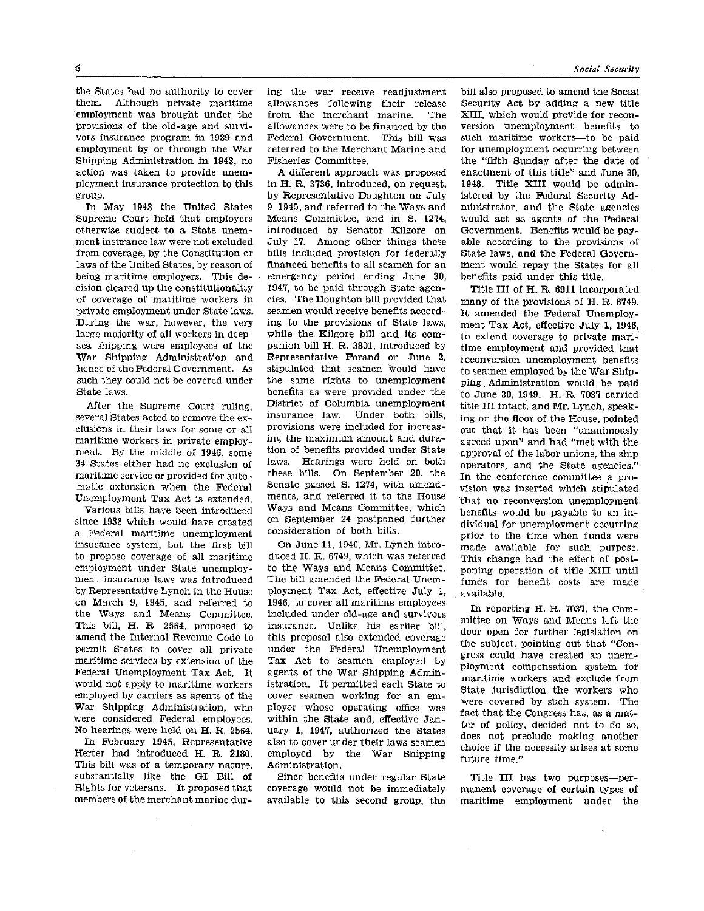the States had no authority to cover them. Although private maritime employment was brought under the provisions of the old-age and survivors insurance program in 1939 and employment by or through the War Shipping Administration in 1943, no action was taken to provide unemployment insurance protection to this group.

In May 1943 the United States Supreme Court held that employers otherwise subject to a State unemployment insurance law were not excluded from coverage, by the Constitution or laws of the United States, by reason of being maritime employers. This decision cleared up the constitutionality of coverage of maritime workers in private employment under State laws. During the war, however, the very large majority of all workers in deep-sea shipping were employees of the War Shipping Administration and hence of the Federal Government. As such they could not be covered under State laws.

After the Supreme Court ruling, several States acted to remove the exclusions in their laws for some or all maritime workers in private employment. By the middle of 1946, some 34 States either had no exclusion of maritime service or provided for automatic extension when the Federal Unemployment Tax Act is extended.

Various bills have been introduced since 1938 which would have created a Federal maritime unemployment insurance system, but the first bill to propose coverage of all maritime employment under State unemployment insurance laws was introduced by Representative Lynch in the House on March 9, 1945, and referred to the Ways and Means Committee. This bill, H. R. 2564, proposed to amend the Internal Revenue Code to permit States to cover all private maritime services by extension of the Federal Unemployment Tax Act. It would not apply to maritime workers employed by carriers as agents of the War Shipping Administration, who were considered Federal employees. No hearings were held on H. R. 2564.

In February 1945, Representative Herter had introduced H. R. 2180. This bill was of a temporary nature, substantially like the GI Bill of Rights for veterans. It proposed that members of the merchant marine during the war receive readjustment allowances following their release from the merchant marine. The allowances were to be financed by the Federal Government. This bill was referred to the Merchant Marine and Fisheries Committee.

A different approach was proposed in H. R. 3736, introduced, on request, by Representative Doughton on July 9, 1945, and referred to the Ways and Means Committee, and in S. 1274, introduced by Senator Kilgore on July 17. Among other things these bills included provision for federally financed benefits to all seamen for an emergency period ending June 30, 1947, to be paid through State agencies. The Doughton bill provided that seamen would receive benefits according to the provisions of State laws, while the Kilgore bill and its companion bill H. R. 3891, introduced by Representative Forand on June 2, stipulated that seamen would have the same rights to unemployment benefits as were provided under the District of Columbia unemployment insurance law. Under both bills, provisions were included for increasing the maximum amount and duration of benefits provided under State laws. Hearings were held on both these bills. On September 20, the Senate passed S. 1274, with amendments, and referred it to the House Ways and Means Committee, which on September 24 postponed further consideration of both bills.

On June 11, 1946, Mr. Lynch introduced H. R. 6749, which was referred to the Ways and Means Committee. The bill amended the Federal Unemployment Tax Act, effective July 1, 1946, to cover all maritime employees included under old-age and survivors insurance. Unlike his earlier bill, this proposal also extended coverage under the Federal Unemployment Tax Act to seamen employed by agents of the War Shipping Administration. It permitted each State to cover seamen working for an employer whose operating office was within the State and, effective January 1, 1947, authorized the States also to cover under their laws seamen employed by the War Shipping Administration.

Since benefits under regular State coverage would not be immediately available to this second group, the bill also proposed to amend the Social Security Act by adding a new title XIII, which would provide for reconversion unemployment benefits to such maritime workers—to be paid for unemployment occurring between the "fifth Sunday after the date of enactment of this title" and June 30, 1948. Title XIII would be administered by the Federal Security Administrator, and the State agencies would act as agents of the Federal Government. Benefits would be payable according to the provisions of State laws, and the Federal Government would repay the States for all benefits paid under this title.

Title III of H. R. 6911 incorporated many of the provisions of H. R. 6749. It amended the Federal Unemployment Tax Act, effective July 1, 1946, to extend coverage to private maritime employment and provided that reconversion unemployment benefits to seamen employed by the War Shipping Administration would be paid to June 30, 1949. H. R. 7037 carried title III intact, and Mr. Lynch, speaking on the floor of the House, pointed out that it has been "unanimously agreed upon" and had "met with the approval of the labor unions, the ship operators, and the State agencies." In the conference committee a provision was inserted which stipulated that no reconversion unemployment benefits would be payable to an individual for unemployment occurring prior to the time when funds were made available for such purpose. This change had the effect of postponing operation of title XIII until funds for benefit costs are made available.

In reporting H. R. 7037, the Committee on Ways and Means left the door open for further legislation on the subject, pointing out that "Congress could have created an unemployment compensation system for maritime workers and exclude from State jurisdiction the workers who were covered by such system. The fact that the Congress has, as a matter of policy, decided not to do so, does not preclude making another choice if the necessity arises at some future time."

Title III has two purposes—permanent coverage of certain types of maritime employment under the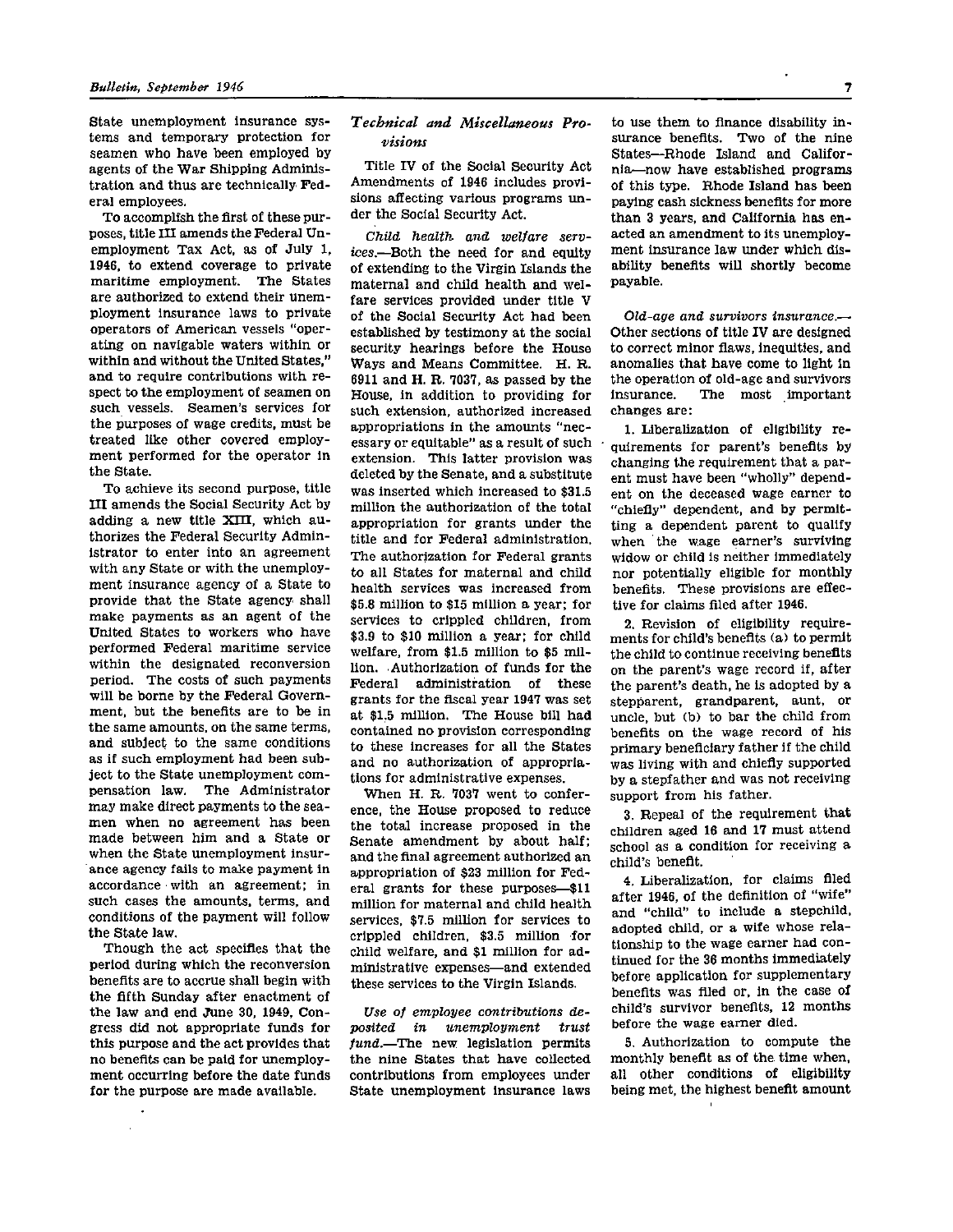State unemployment insurance systems and temporary protection for seamen who have been employed by agents of the War Shipping Administration and thus are technically Federal employees.

To accomplish the first of these purposes, title III amends the Federal Unemployment Tax Act, as of July 1, 1946, to extend coverage to private maritime employment. The States are authorized to extend their unemployment insurance laws to private operators of American vessels "operating on navigable waters within or within and without the United States," and to require contributions with respect to the employment of seamen on such vessels. Seamen's services for the purposes of wage credits, must be treated like other covered employment performed for the operator in the State.

To achieve its second purpose, title III amends the Social Security Act by adding a new title XIII, which authorizes the Federal Security Administrator to enter into an agreement with any State or with the unemployment insurance agency of a State to provide that the State agency shall make payments as an agent of the United States to workers who have performed Federal maritime service within the designated reconversion period. The costs of such payments will be borne by the Federal Government, but the benefits are to be in the same amounts, on the same terms, and subject to the same conditions as if such employment had been subject to the State unemployment compensation law. The Administrator may make direct payments to the seamen when no agreement has been made between him and a State or when the State unemployment insurance agency fails to make payment in accordance with an agreement; in such cases the amounts, terms, and conditions of the payment will follow the State law.

Though the act specifies that the period during which the reconversion benefits are to accrue shall begin with the fifth Sunday after enactment of the law and end June 30, 1949, Congress did not appropriate funds for this purpose and the act provides that no benefits can be paid for unemployment occurring before the date funds for the purpose are made available.

### *Technical and Miscellaneous Provisions*

Title IV of the Social Security Act Amendments of 1946 includes provisions affecting various programs under the Social Security Act.

*Child health and welfare services.*—Both the need for and equity of extending to the Virgin Islands the maternal and child health and welfare services provided under title V of the Social Security Act had been established by testimony at the social security hearings before the House Ways and Means Committee. H. R. 6911 and H. R. 7037, as passed by the House, in addition to providing for such extension, authorized increased appropriations in the amounts "necessary or equitable" as a result of such extension. This latter provision was deleted by the Senate, and a substitute was inserted which increased to $31.5 million the authorization of the total appropriation for grants under the title and for Federal administration. The authorization for Federal grants to all States for maternal and child health services was increased from $5.8 million to $15 million a year; for services to crippled children, from $3.9 to $10 million a year; for child welfare, from $1.5 million to $5 million. Authorization of funds for the Federal administration of these grants for the fiscal year 1947 was set at $1.5 million. The House bill had contained no provision corresponding to these increases for all the States and no authorization of appropriations for administrative expenses.

When H. R. 7037 went to conference, the House proposed to reduce the total increase proposed in the Senate amendment by about half; and the final agreement authorized an appropriation of $23 million for Federal grants for these purposes—$11 million for maternal and child health services, $7.5 million for services to crippled children, $3.5 million for child welfare, and $1 million for administrative expenses—and extended these services to the Virgin Islands.

*Use of employee contributions deposited in unemployment trust fund.*—The new legislation permits the nine States that have collected contributions from employees under State unemployment insurance laws to use them to finance disability insurance benefits. Two of the nine States—Rhode Island and California—now have established programs of this type. Rhode Island has been paying cash sickness benefits for more than 3 years, and California has enacted an amendment to its unemployment insurance law under which disability benefits will shortly become payable.

*Old-age and survivors insurance.*—Other sections of title IV are designed to correct minor flaws, inequities, and anomalies that have come to light in the operation of old-age and survivors insurance. The most important changes are:

1. Liberalization of eligibility requirements for parent's benefits by changing the requirement that a parent must have been "wholly" dependent on the deceased wage earner to "chiefly" dependent, and by permitting a dependent parent to qualify when the wage earner's surviving widow or child is neither immediately nor potentially eligible for monthly benefits. These provisions are effective for claims filed after 1946.

2. Revision of eligibility requirements for child's benefits (a) to permit the child to continue receiving benefits on the parent's wage record if, after the parent's death, he is adopted by a stepparent, grandparent, aunt, or uncle, but (b) to bar the child from benefits on the wage record of his primary beneficiary father if the child was living with and chiefly supported by a stepfather and was not receiving support from his father.

3. Repeal of the requirement that children aged 16 and 17 must attend school as a condition for receiving a child's benefit.

4. Liberalization, for claims filed after 1946, of the definition of "wife" and "child" to include a stepchild, adopted child, or a wife whose relationship to the wage earner had continued for the 36 months immediately before application for supplementary benefits was filed or, in the case of child's survivor benefits, 12 months before the wage earner died.

5. Authorization to compute the monthly benefit as of the time when, all other conditions of eligibility being met, the highest benefit amount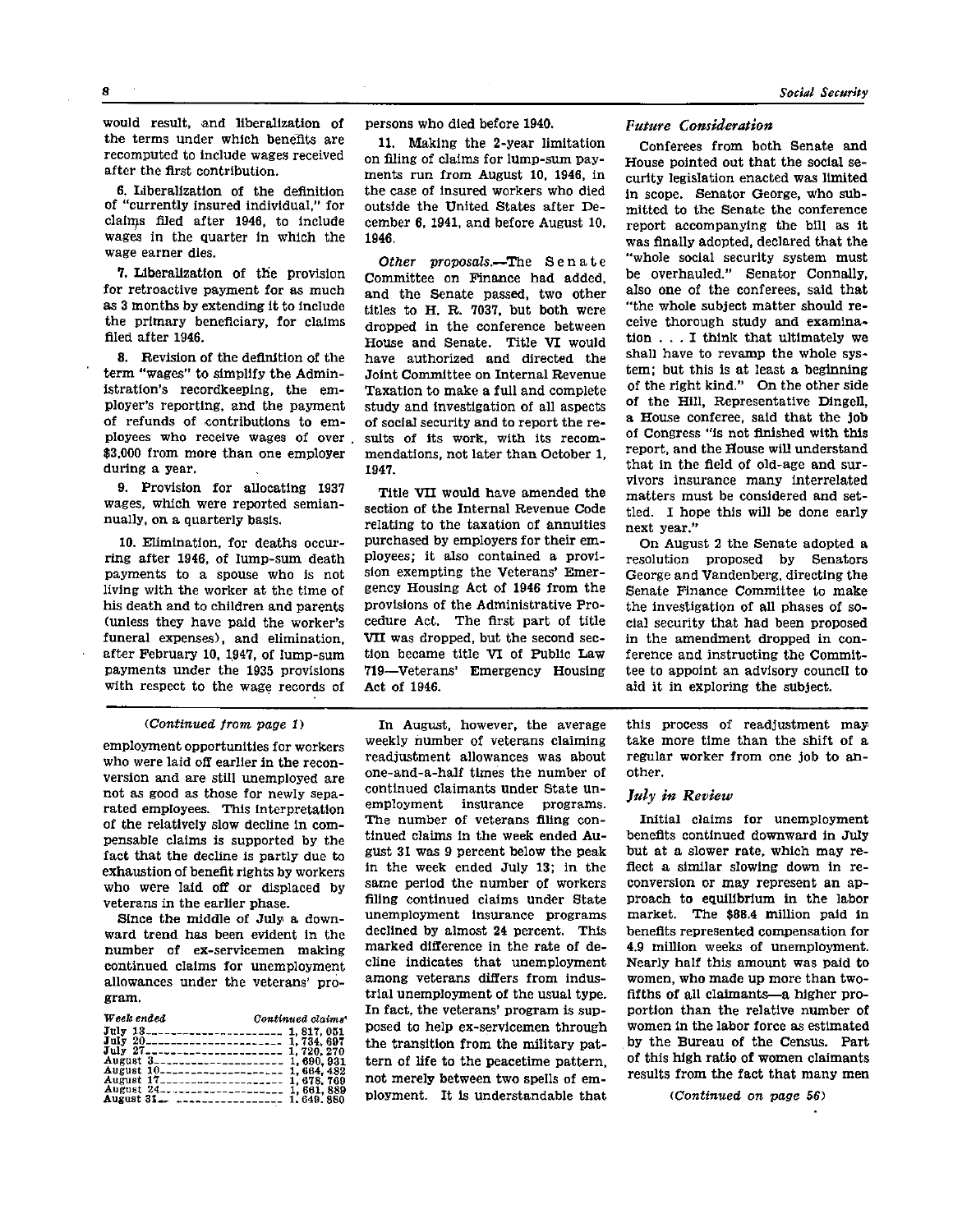would result, and liberalization of the terms under which benefits are recomputed to include wages received after the first contribution.

6. Liberalization of the definition of "currently insured individual," for claims filed after 1946, to include wages in the quarter in which the wage earner dies.

7. Liberalization of the provision for retroactive payment for as much as 3 months by extending it to include the primary beneficiary, for claims filed after 1946.

8. Revision of the definition of the term "wages" to simplify the Administration's recordkeeping, the employer's reporting, and the payment of refunds of contributions to employees who receive wages of over $3,000 from more than one employer during a year.

9. Provision for allocating 1937 wages, which were reported semiannually, on a quarterly basis.

10. Elimination, for deaths occurring after 1946, of lump-sum death payments to a spouse who is not living with the worker at the time of his death and to children and parents (unless they have paid the worker's funeral expenses), and elimination, after February 10, 1947, of lump-sum payments under the 1935 provisions with respect to the wage records of persons who died before 1940.

11. Making the 2-year limitation on filing of claims for lump-sum payments run from August 10, 1946, in the case of insured workers who died outside the United States after December 6, 1941, and before August 10, 1946.

*Other proposals*.—The Senate Committee on Finance had added, and the Senate passed, two other titles to H. R. 7037, but both were dropped in the conference between House and Senate. Title VI would have authorized and directed the Joint Committee on Internal Revenue Taxation to make a full and complete study and investigation of all aspects of social security and to report the results of its work, with its recommendations, not later than October 1, 1947.

Title VII would have amended the section of the Internal Revenue Code relating to the taxation of annuities purchased by employers for their employees; it also contained a provision exempting the Veterans' Emergency Housing Act of 1946 from the provisions of the Administrative Procedure Act. The first part of title VII was dropped, but the second section became title VI of Public Law 719—Veterans' Emergency Housing Act of 1946.

### *Future Consideration*

Conferees from both Senate and House pointed out that the social security legislation enacted was limited in scope. Senator George, who submitted to the Senate the conference report accompanying the bill as it was finally adopted, declared that the "whole social security system must be overhauled." Senator Connally, also one of the conferees, said that "the whole subject matter should receive thorough study and examination . . . I think that ultimately we shall have to revamp the whole system; but this is at least a beginning of the right kind." On the other side of the Hill, Representative Dingell, a House conferee, said that the job of Congress "is not finished with this report, and the House will understand that in the field of old-age and survivors insurance many interrelated matters must be considered and settled. I hope this will be done early next year."

On August 2 the Senate adopted a resolution proposed by Senators George and Vandenberg, directing the Senate Finance Committee to make the investigation of all phases of social security that had been proposed in the amendment dropped in conference and instructing the Committee to appoint an advisory council to aid it in exploring the subject.

---

*(Continued from page 1)*

employment opportunities for workers who were laid off earlier in the reconversion and are still unemployed are not as good as those for newly separated employees. This interpretation of the relatively slow decline in compensable claims is supported by the fact that the decline is partly due to exhaustion of benefit rights by workers who were laid off or displaced by veterans in the earlier phase.

Since the middle of July a downward trend has been evident in the number of ex-servicemen making continued claims for unemployment allowances under the veterans' program.

| Week ended | Continued claims |
|---|---|
| July 13 | 1,817,051 |
| July 20 | 1,734,697 |
| July 27 | 1,720,270 |
| August 3 | 1,690,931 |
| August 10 | 1,664,482 |
| August 17 | 1,678,769 |
| August 24 | 1,661,889 |
| August 31 | 1,649,880 |

In August, however, the average weekly number of veterans claiming readjustment allowances was about one-and-a-half times the number of continued claimants under State unemployment insurance programs. The number of veterans filing continued claims in the week ended August 31 was 9 percent below the peak in the week ended July 13; in the same period the number of workers filing continued claims under State unemployment insurance programs declined by almost 24 percent. This marked difference in the rate of decline indicates that unemployment among veterans differs from industrial unemployment of the usual type. In fact, the veterans' program is supposed to help ex-servicemen through the transition from the military pattern of life to the peacetime pattern, not merely between two spells of employment. It is understandable that this process of readjustment may take more time than the shift of a regular worker from one job to another.

### *July in Review*

Initial claims for unemployment benefits continued downward in July but at a slower rate, which may reflect a similar slowing down in reconversion or may represent an approach to equilibrium in the labor market. The $88.4 million paid in benefits represented compensation for 4.9 million weeks of unemployment. Nearly half this amount was paid to women, who made up more than two-fifths of all claimants—a higher proportion than the relative number of women in the labor force as estimated by the Bureau of the Census. Part of this high ratio of women claimants results from the fact that many men

*(Continued on page 56)*